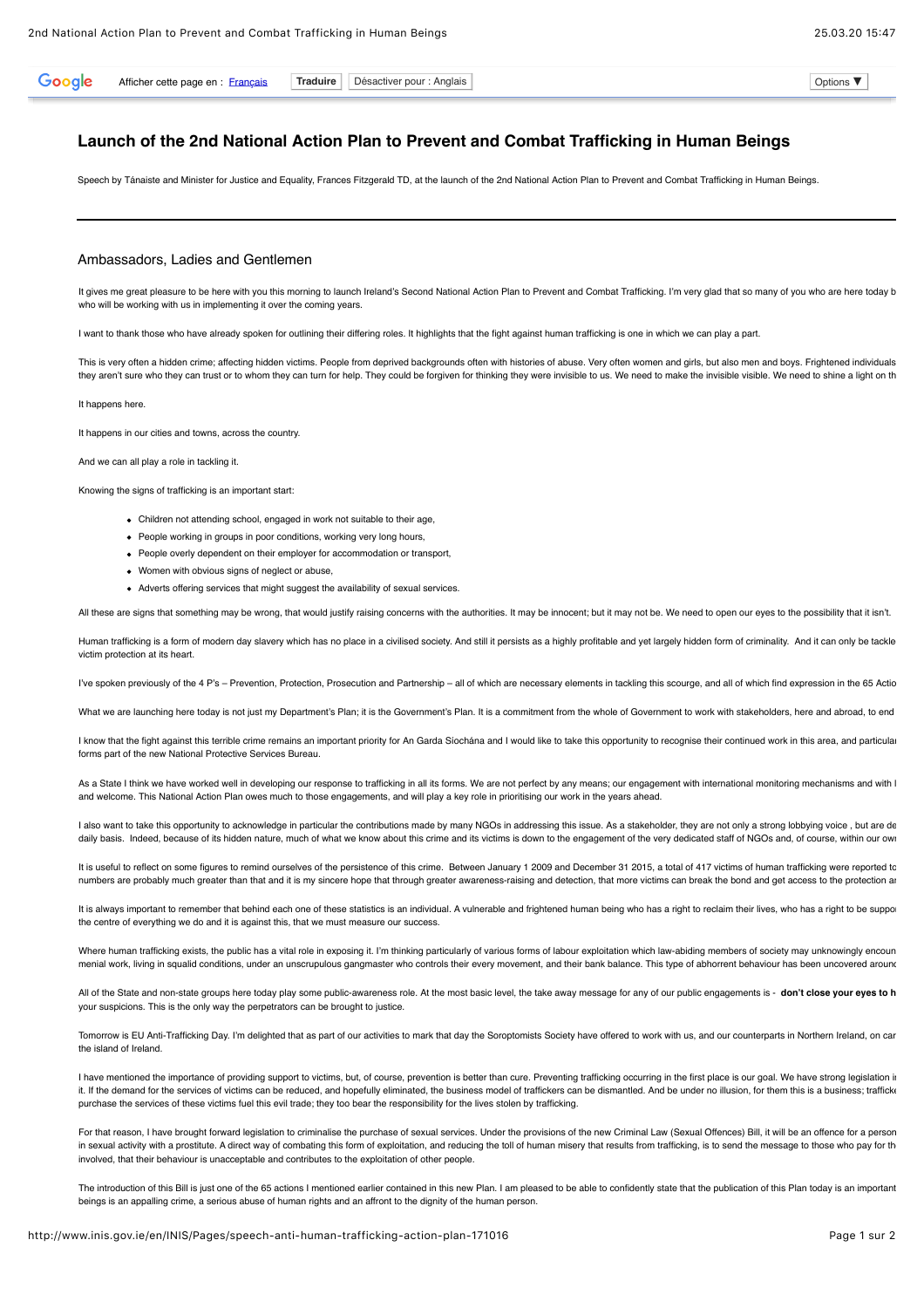# Launch of the 2nd National Action Plan to Prevent and Combat Trafficking in Human Beings

Speech by Tánaiste and Minister for Justice and Equality, Frances Fitzgerald TD, at the launch of the 2nd National Action Plan to Prevent and Combat Trafficking in Human Beings.

---

## Ambassadors, Ladies and Gentlemen

It gives me great pleasure to be here with you this morning to launch Ireland's Second National Action Plan to Prevent and Combat Trafficking. I'm very glad that so many of you who are here today b who will be working with us in implementing it over the coming years.

I want to thank those who have already spoken for outlining their differing roles. It highlights that the fight against human trafficking is one in which we can play a part.

This is very often a hidden crime; affecting hidden victims. People from deprived backgrounds often with histories of abuse. Very often women and girls, but also men and boys. Frightened individuals they aren't sure who they can trust or to whom they can turn for help. They could be forgiven for thinking they were invisible to us. We need to make the invisible visible. We need to shine a light on th

It happens here.

It happens in our cities and towns, across the country.

And we can all play a role in tackling it.

Knowing the signs of trafficking is an important start:

- Children not attending school, engaged in work not suitable to their age,
- People working in groups in poor conditions, working very long hours,
- People overly dependent on their employer for accommodation or transport,
- Women with obvious signs of neglect or abuse,
- Adverts offering services that might suggest the availability of sexual services.

All these are signs that something may be wrong, that would justify raising concerns with the authorities. It may be innocent; but it may not be. We need to open our eyes to the possibility that it isn't.

Human trafficking is a form of modern day slavery which has no place in a civilised society. And still it persists as a highly profitable and yet largely hidden form of criminality. And it can only be tackle victim protection at its heart.

I've spoken previously of the 4 P's – Prevention, Protection, Prosecution and Partnership – all of which are necessary elements in tackling this scourge, and all of which find expression in the 65 Actio

What we are launching here today is not just my Department's Plan; it is the Government's Plan. It is a commitment from the whole of Government to work with stakeholders, here and abroad, to end

I know that the fight against this terrible crime remains an important priority for An Garda Síochána and I would like to take this opportunity to recognise their continued work in this area, and particular forms part of the new National Protective Services Bureau.

As a State I think we have worked well in developing our response to trafficking in all its forms. We are not perfect by any means; our engagement with international monitoring mechanisms and with I and welcome. This National Action Plan owes much to those engagements, and will play a key role in prioritising our work in the years ahead.

I also want to take this opportunity to acknowledge in particular the contributions made by many NGOs in addressing this issue. As a stakeholder, they are not only a strong lobbying voice , but are de daily basis. Indeed, because of its hidden nature, much of what we know about this crime and its victims is down to the engagement of the very dedicated staff of NGOs and, of course, within our own

It is useful to reflect on some figures to remind ourselves of the persistence of this crime. Between January 1 2009 and December 31 2015, a total of 417 victims of human trafficking were reported to numbers are probably much greater than that and it is my sincere hope that through greater awareness-raising and detection, that more victims can break the bond and get access to the protection ar

It is always important to remember that behind each one of these statistics is an individual. A vulnerable and frightened human being who has a right to reclaim their lives, who has a right to be suppo the centre of everything we do and it is against this, that we must measure our success.

Where human trafficking exists, the public has a vital role in exposing it. I'm thinking particularly of various forms of labour exploitation which law-abiding members of society may unknowingly encoun menial work, living in squalid conditions, under an unscrupulous gangmaster who controls their every movement, and their bank balance. This type of abhorrent behaviour has been uncovered aroun

All of the State and non-state groups here today play some public-awareness role. At the most basic level, the take away message for any of our public engagements is - **don't close your eyes to h** your suspicions. This is the only way the perpetrators can be brought to justice.

Tomorrow is EU Anti-Trafficking Day. I'm delighted that as part of our activities to mark that day the Soroptomists Society have offered to work with us, and our counterparts in Northern Ireland, on car the island of Ireland.

I have mentioned the importance of providing support to victims, but, of course, prevention is better than cure. Preventing trafficking occurring in the first place is our goal. We have strong legislation i it. If the demand for the services of victims can be reduced, and hopefully eliminated, the business model of traffickers can be dismantled. And be under no illusion, for them this is a business; traffick purchase the services of these victims fuel this evil trade; they too bear the responsibility for the lives stolen by trafficking.

For that reason, I have brought forward legislation to criminalise the purchase of sexual services. Under the provisions of the new Criminal Law (Sexual Offences) Bill, it will be an offence for a person in sexual activity with a prostitute. A direct way of combating this form of exploitation, and reducing the toll of human misery that results from trafficking, is to send the message to those who pay for th involved, that their behaviour is unacceptable and contributes to the exploitation of other people.

The introduction of this Bill is just one of the 65 actions I mentioned earlier contained in this new Plan. I am pleased to be able to confidently state that the publication of this Plan today is an important beings is an appalling crime, a serious abuse of human rights and an affront to the dignity of the human person.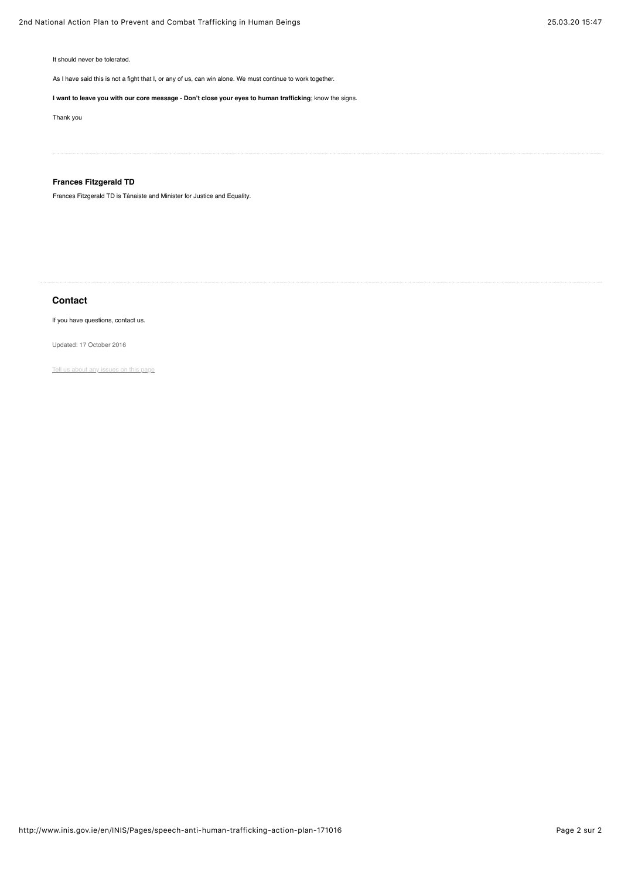It should never be tolerated.

As I have said this is not a fight that I, or any of us, can win alone. We must continue to work together.

**I want to leave you with our core message - Don't close your eyes to human trafficking**; know the signs.

Thank you

---

**Frances Fitzgerald TD**

Frances Fitzgerald TD is Tánaiste and Minister for Justice and Equality.

---

## Contact

If you have questions, contact us.

Updated: 17 October 2016

Tell us about any issues on this page